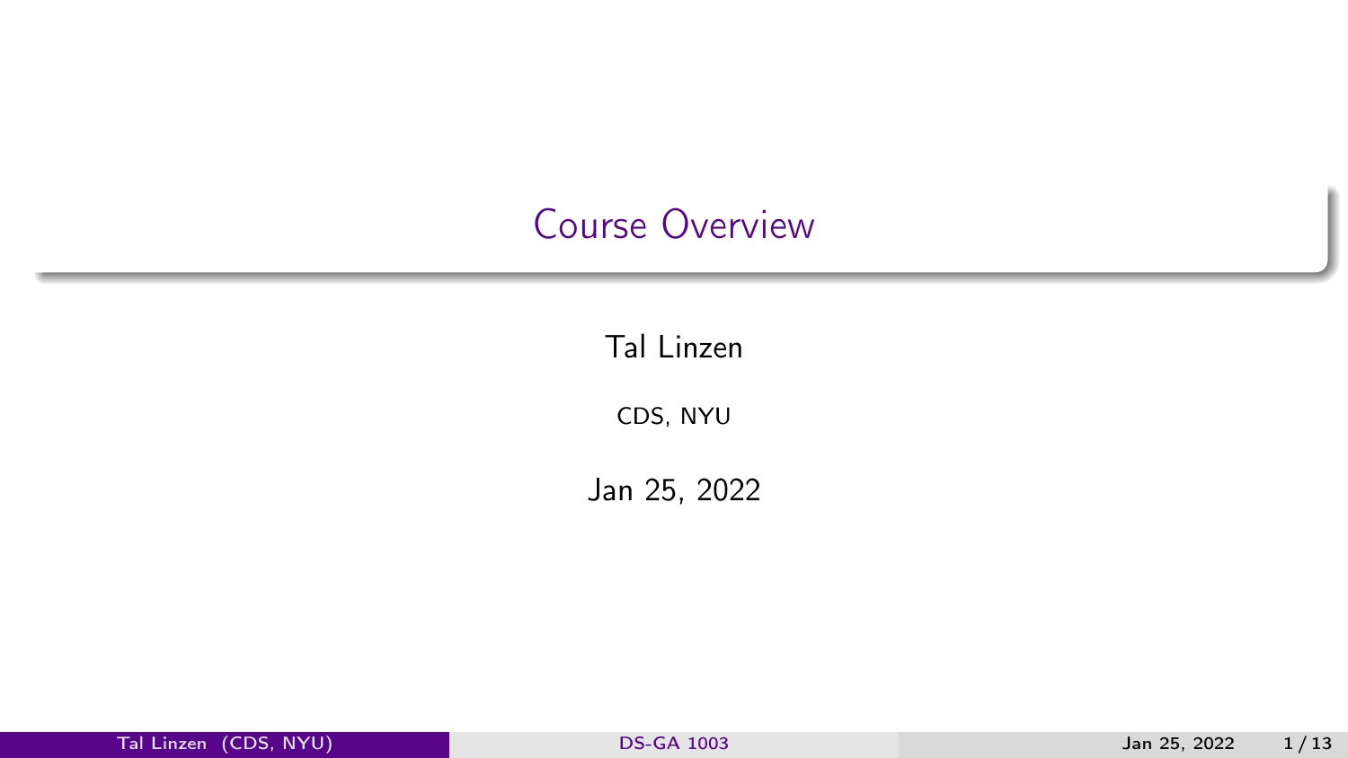# Course Overview

Tal Linzen

CDS, NYU

Jan 25, 2022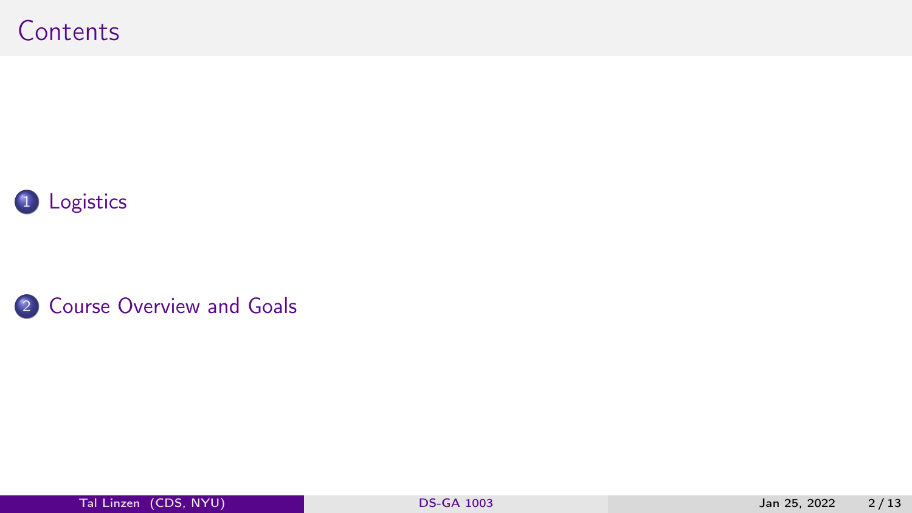# Contents

1. Logistics

2. Course Overview and Goals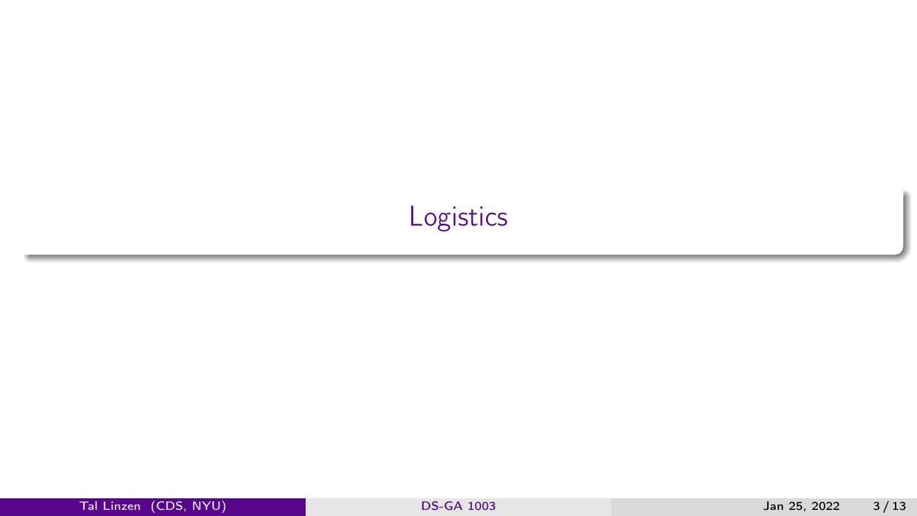# Logistics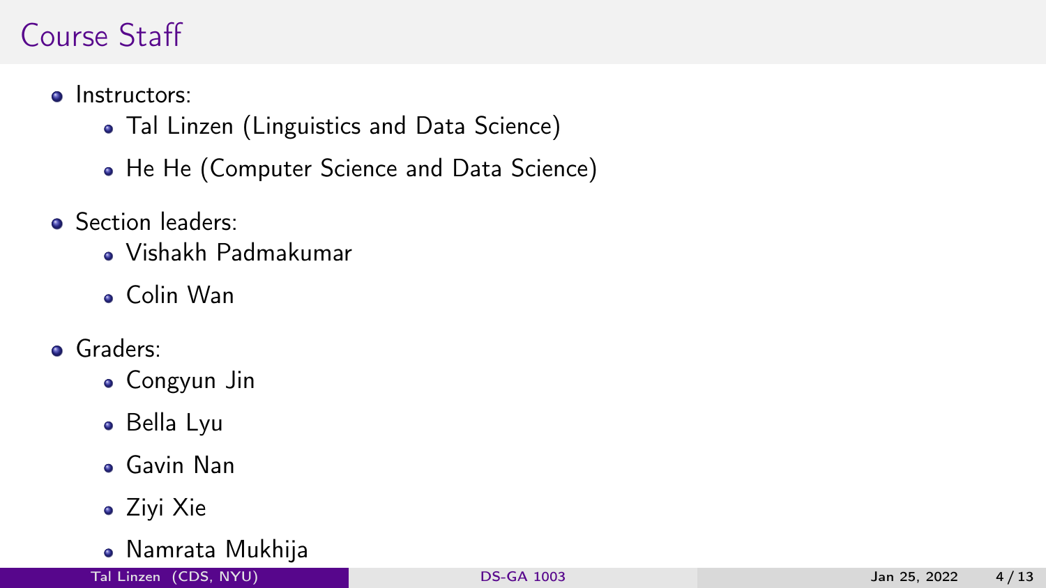# Course Staff

- Instructors:
  - Tal Linzen (Linguistics and Data Science)
  - He He (Computer Science and Data Science)
- Section leaders:
  - Vishakh Padmakumar
  - Colin Wan
- Graders:
  - Congyun Jin
  - Bella Lyu
  - Gavin Nan
  - Ziyi Xie
  - Namrata Mukhija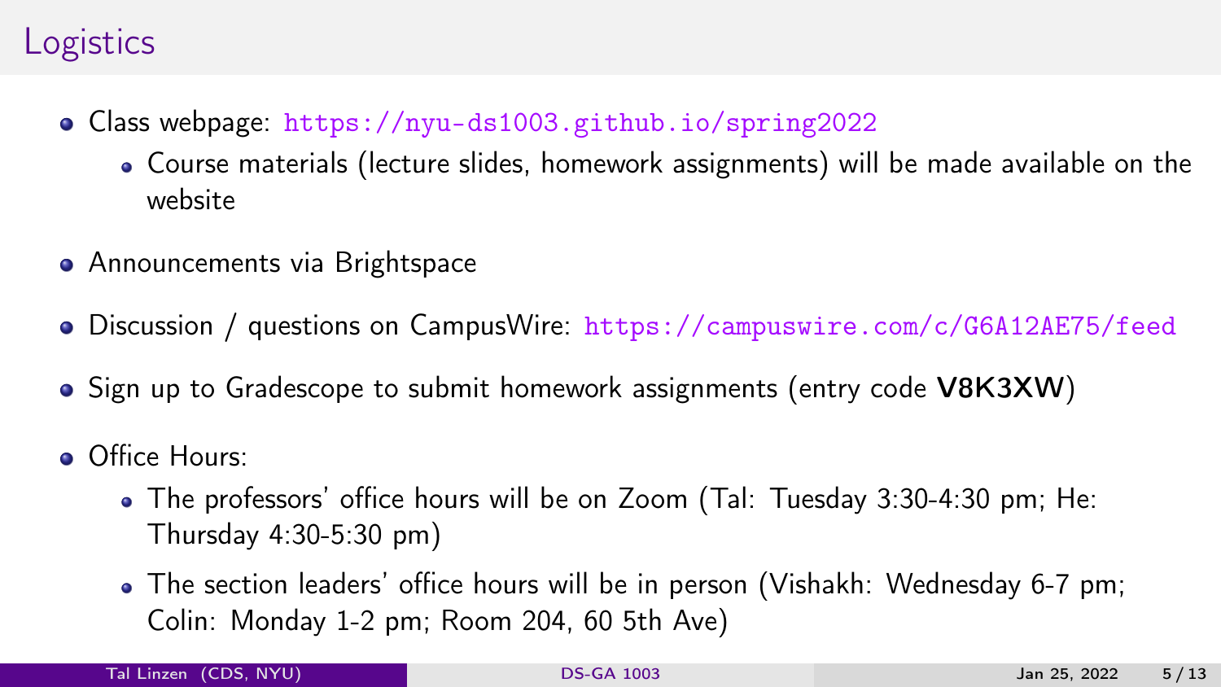# Logistics

- Class webpage: https://nyu-ds1003.github.io/spring2022
  - Course materials (lecture slides, homework assignments) will be made available on the website
- Announcements via Brightspace
- Discussion / questions on CampusWire: https://campuswire.com/c/G6A12AE75/feed
- Sign up to Gradescope to submit homework assignments (entry code **V8K3XW**)
- Office Hours:
  - The professors' office hours will be on Zoom (Tal: Tuesday 3:30-4:30 pm; He: Thursday 4:30-5:30 pm)
  - The section leaders' office hours will be in person (Vishakh: Wednesday 6-7 pm; Colin: Monday 1-2 pm; Room 204, 60 5th Ave)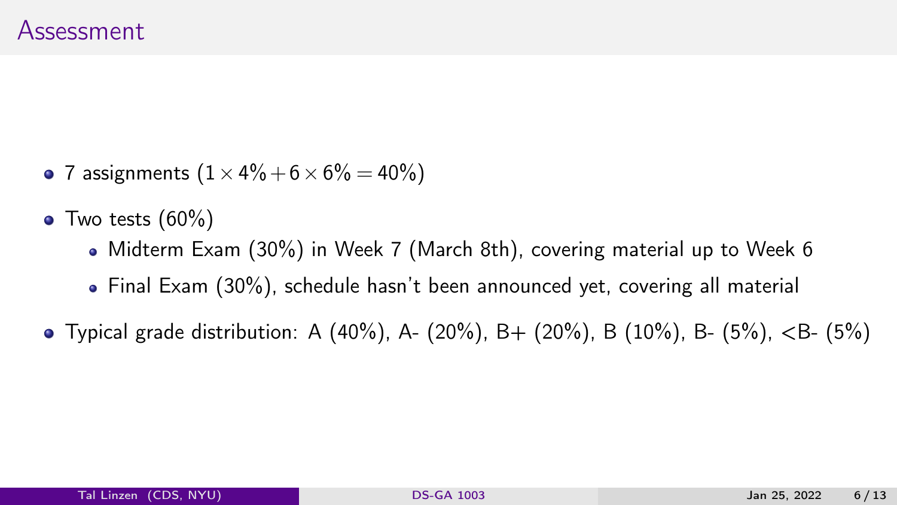# Assessment

- 7 assignments ($1 \times 4\% + 6 \times 6\% = 40\%$)
- Two tests (60%)
  - Midterm Exam (30%) in Week 7 (March 8th), covering material up to Week 6
  - Final Exam (30%), schedule hasn't been announced yet, covering all material
- Typical grade distribution: A (40%), A- (20%), B+ (20%), B (10%), B- (5%), <B- (5%)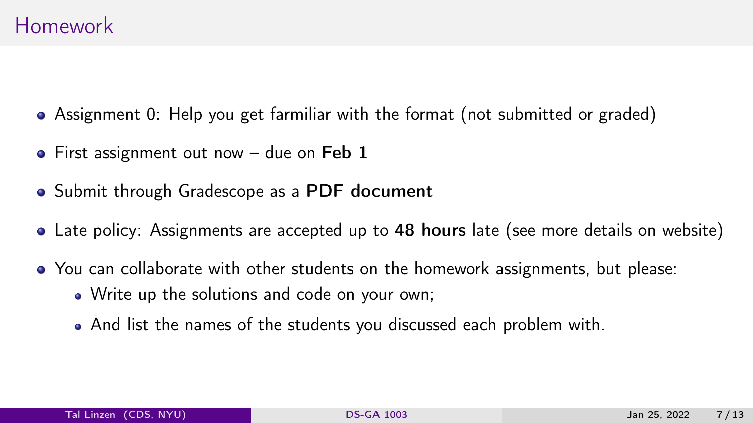# Homework

- Assignment 0: Help you get farmiliar with the format (not submitted or graded)
- First assignment out now – due on **Feb 1**
- Submit through Gradescope as a **PDF document**
- Late policy: Assignments are accepted up to **48 hours** late (see more details on website)
- You can collaborate with other students on the homework assignments, but please:
  - Write up the solutions and code on your own;
  - And list the names of the students you discussed each problem with.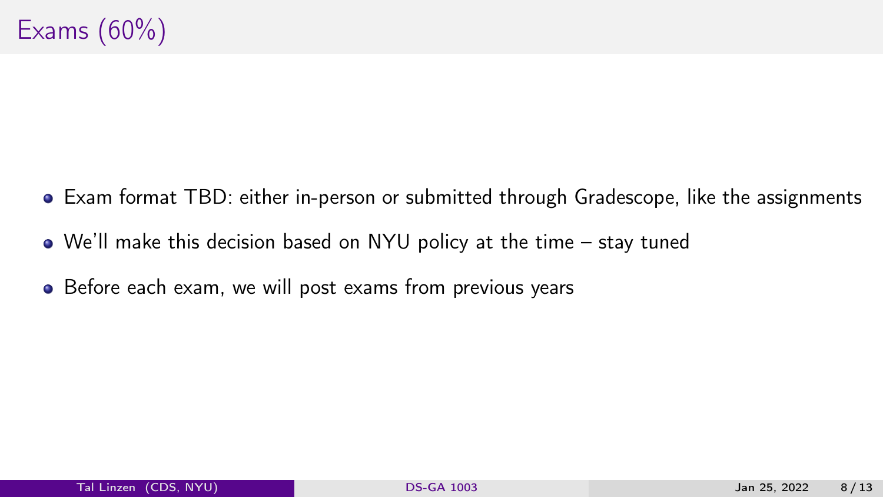# Exams (60%)

- Exam format TBD: either in-person or submitted through Gradescope, like the assignments
- We'll make this decision based on NYU policy at the time – stay tuned
- Before each exam, we will post exams from previous years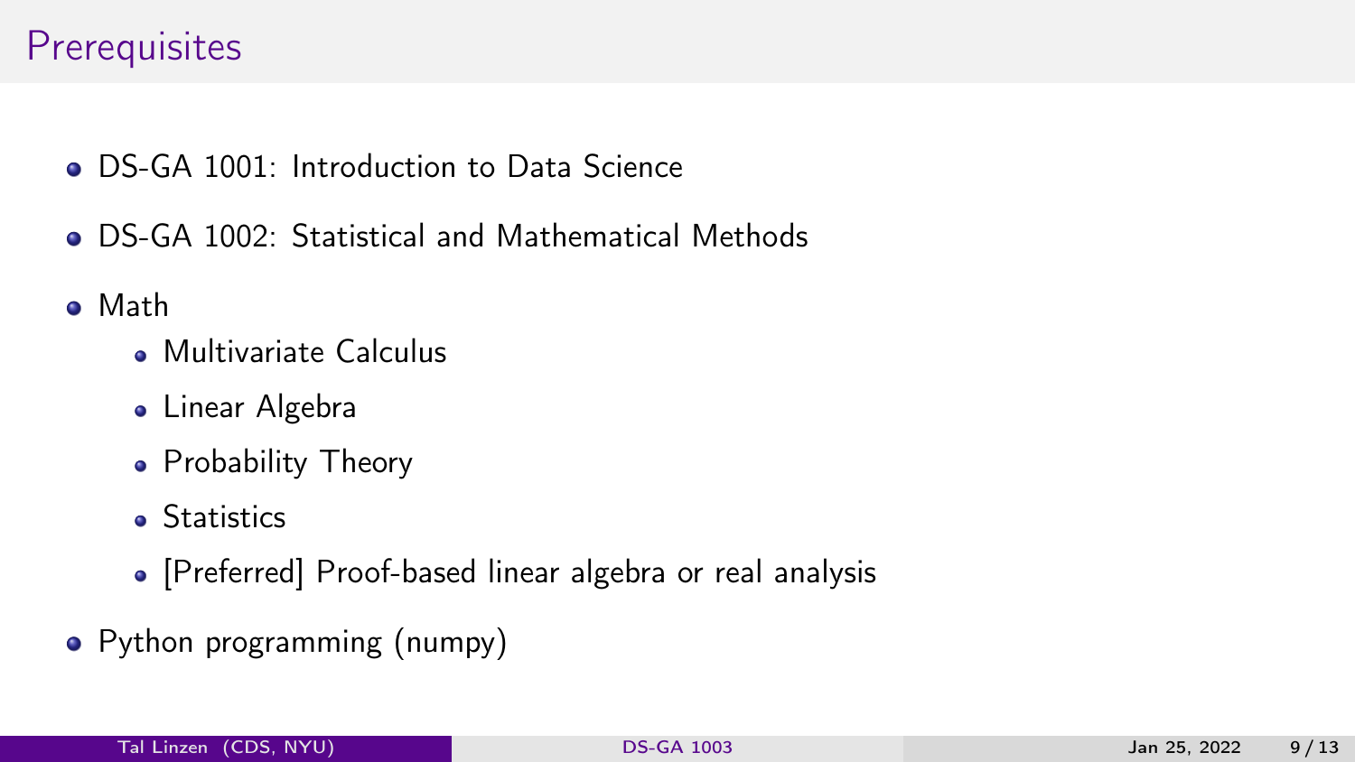# Prerequisites

- DS-GA 1001: Introduction to Data Science
- DS-GA 1002: Statistical and Mathematical Methods
- Math
  - Multivariate Calculus
  - Linear Algebra
  - Probability Theory
  - Statistics
  - [Preferred] Proof-based linear algebra or real analysis
- Python programming (numpy)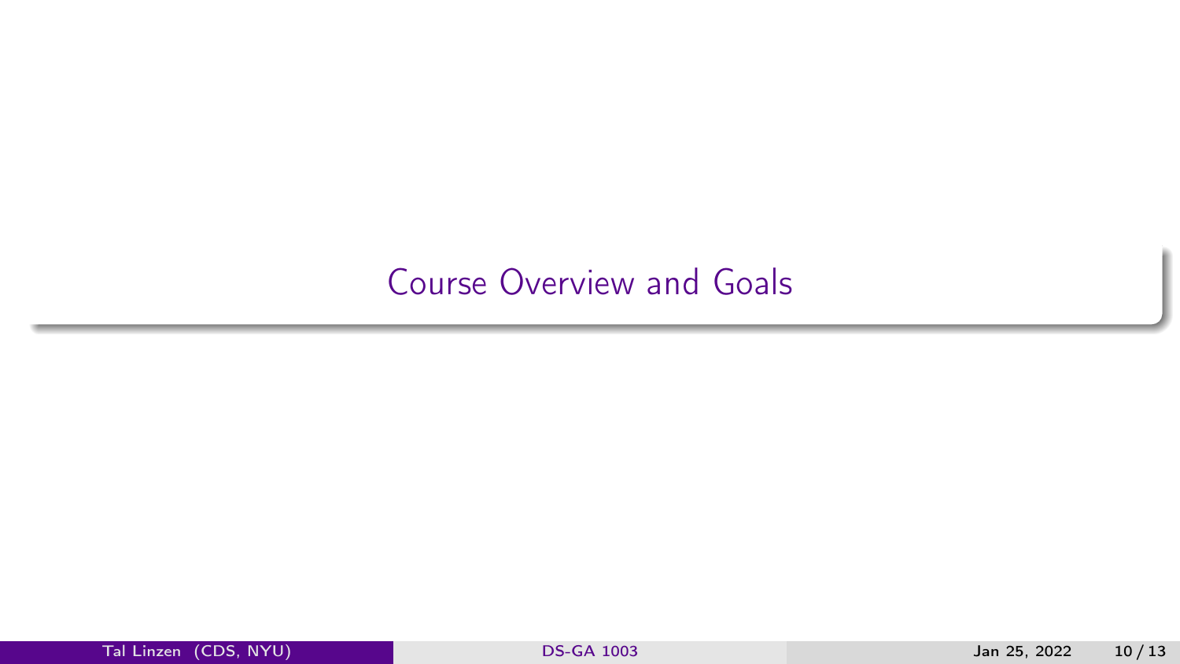# Course Overview and Goals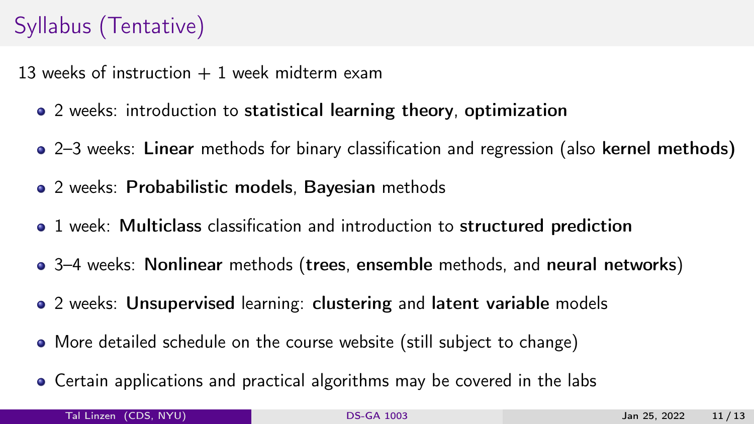# Syllabus (Tentative)

13 weeks of instruction + 1 week midterm exam

- 2 weeks: introduction to **statistical learning theory**, **optimization**
- 2–3 weeks: **Linear** methods for binary classification and regression (also **kernel methods)**
- 2 weeks: **Probabilistic models**, **Bayesian** methods
- 1 week: **Multiclass** classification and introduction to **structured prediction**
- 3–4 weeks: **Nonlinear** methods (**trees**, **ensemble** methods, and **neural networks**)
- 2 weeks: **Unsupervised** learning: **clustering** and **latent variable** models
- More detailed schedule on the course website (still subject to change)
- Certain applications and practical algorithms may be covered in the labs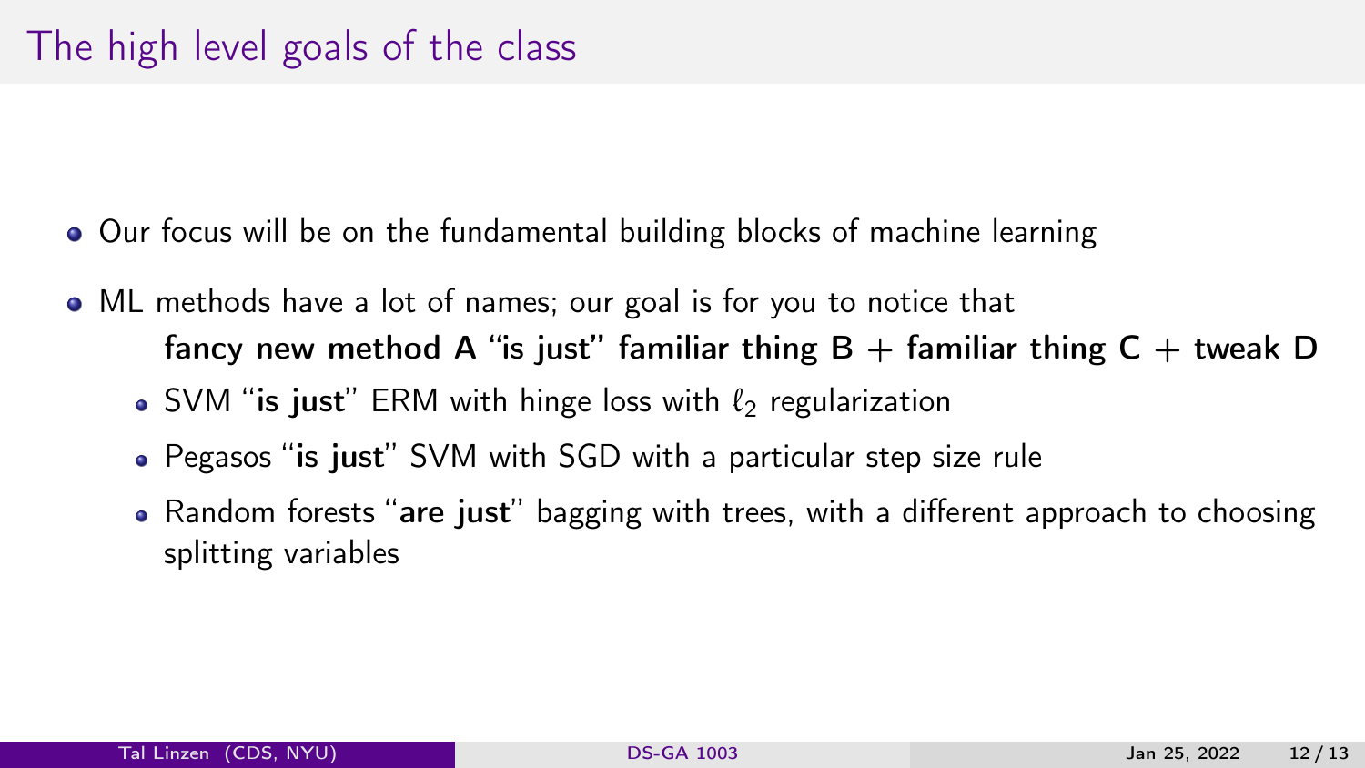# The high level goals of the class

- Our focus will be on the fundamental building blocks of machine learning
- ML methods have a lot of names; our goal is for you to notice that
  **fancy new method A "is just" familiar thing B + familiar thing C + tweak D**
  - SVM "**is just**" ERM with hinge loss with $\ell_2$ regularization
  - Pegasos "**is just**" SVM with SGD with a particular step size rule
  - Random forests "**are just**" bagging with trees, with a different approach to choosing splitting variables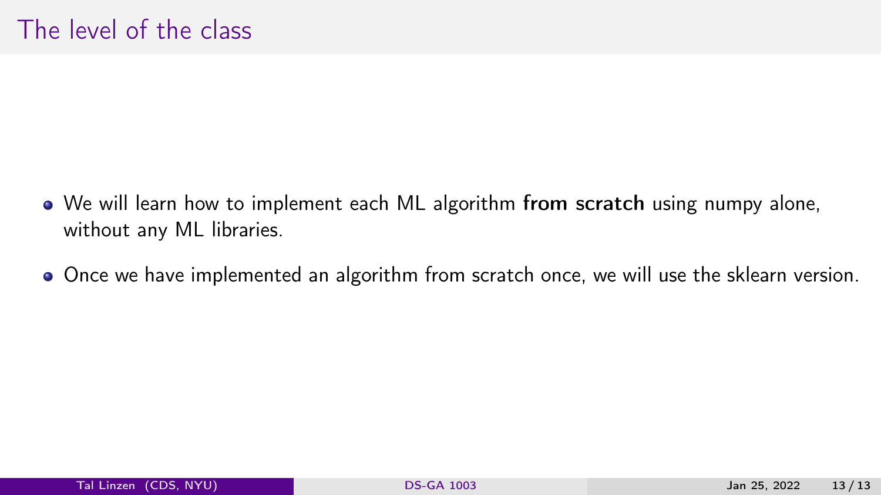# The level of the class

- We will learn how to implement each ML algorithm **from scratch** using numpy alone, without any ML libraries.
- Once we have implemented an algorithm from scratch once, we will use the sklearn version.